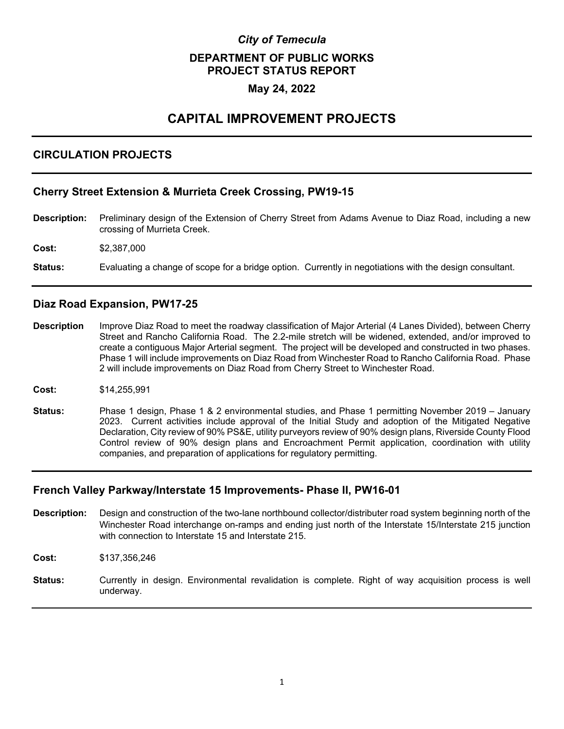*City of Temecula*

**DEPARTMENT OF PUBLIC WORKS**
**PROJECT STATUS REPORT**

**May 24, 2022**

# CAPITAL IMPROVEMENT PROJECTS

## CIRCULATION PROJECTS

### Cherry Street Extension & Murrieta Creek Crossing, PW19-15

**Description:** Preliminary design of the Extension of Cherry Street from Adams Avenue to Diaz Road, including a new crossing of Murrieta Creek.

**Cost:** $2,387,000

**Status:** Evaluating a change of scope for a bridge option. Currently in negotiations with the design consultant.

### Diaz Road Expansion, PW17-25

**Description** Improve Diaz Road to meet the roadway classification of Major Arterial (4 Lanes Divided), between Cherry Street and Rancho California Road. The 2.2-mile stretch will be widened, extended, and/or improved to create a contiguous Major Arterial segment. The project will be developed and constructed in two phases. Phase 1 will include improvements on Diaz Road from Winchester Road to Rancho California Road. Phase 2 will include improvements on Diaz Road from Cherry Street to Winchester Road.

**Cost:** $14,255,991

**Status:** Phase 1 design, Phase 1 & 2 environmental studies, and Phase 1 permitting November 2019 – January 2023. Current activities include approval of the Initial Study and adoption of the Mitigated Negative Declaration, City review of 90% PS&E, utility purveyors review of 90% design plans, Riverside County Flood Control review of 90% design plans and Encroachment Permit application, coordination with utility companies, and preparation of applications for regulatory permitting.

### French Valley Parkway/Interstate 15 Improvements- Phase II, PW16-01

**Description:** Design and construction of the two-lane northbound collector/distributer road system beginning north of the Winchester Road interchange on-ramps and ending just north of the Interstate 15/Interstate 215 junction with connection to Interstate 15 and Interstate 215.

**Cost:** $137,356,246

**Status:** Currently in design. Environmental revalidation is complete. Right of way acquisition process is well underway.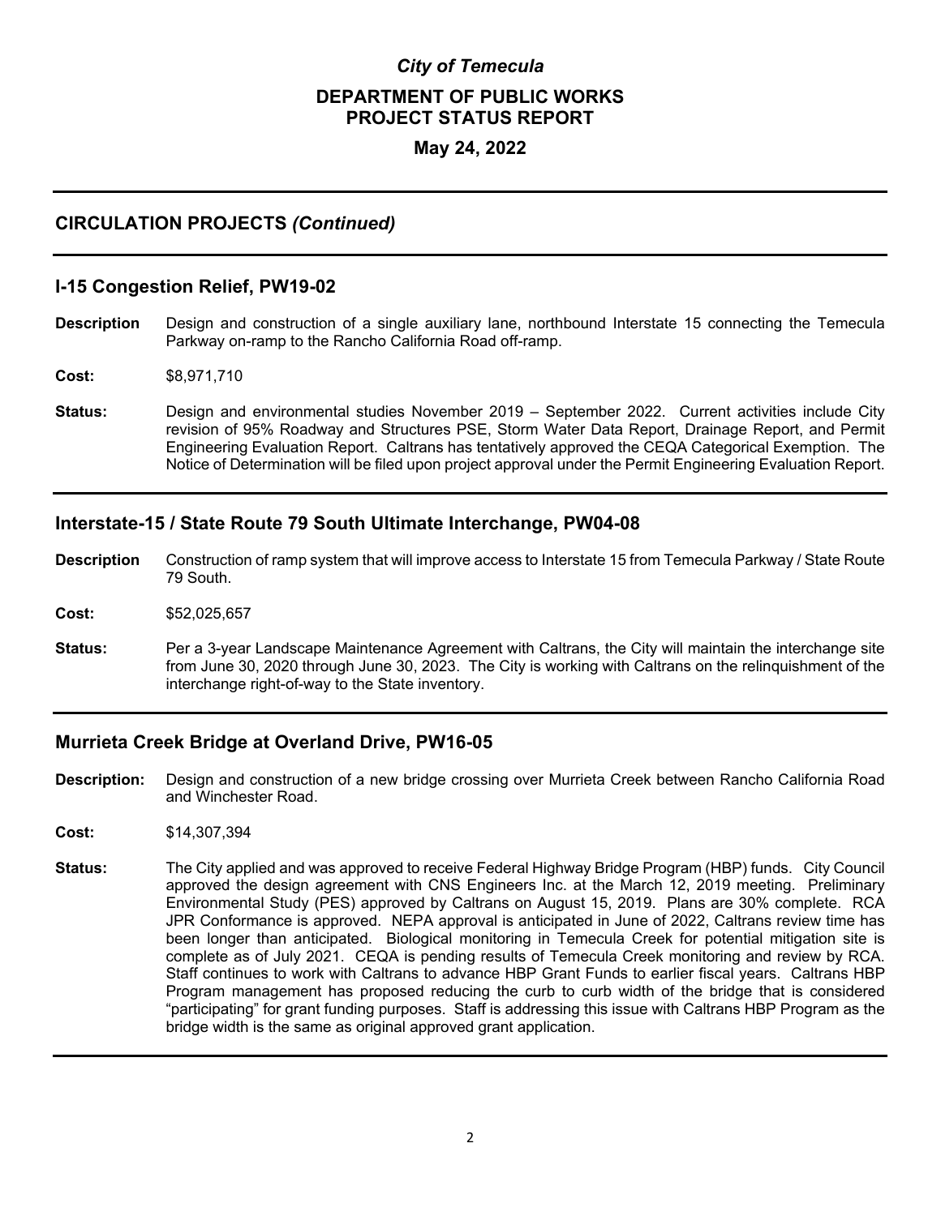# City of Temecula

## DEPARTMENT OF PUBLIC WORKS PROJECT STATUS REPORT

### May 24, 2022

## CIRCULATION PROJECTS *(Continued)*

### I-15 Congestion Relief, PW19-02

**Description** Design and construction of a single auxiliary lane, northbound Interstate 15 connecting the Temecula Parkway on-ramp to the Rancho California Road off-ramp.

**Cost:** $8,971,710

**Status:** Design and environmental studies November 2019 – September 2022. Current activities include City revision of 95% Roadway and Structures PSE, Storm Water Data Report, Drainage Report, and Permit Engineering Evaluation Report. Caltrans has tentatively approved the CEQA Categorical Exemption. The Notice of Determination will be filed upon project approval under the Permit Engineering Evaluation Report.

### Interstate-15 / State Route 79 South Ultimate Interchange, PW04-08

**Description** Construction of ramp system that will improve access to Interstate 15 from Temecula Parkway / State Route 79 South.

**Cost:** $52,025,657

**Status:** Per a 3-year Landscape Maintenance Agreement with Caltrans, the City will maintain the interchange site from June 30, 2020 through June 30, 2023. The City is working with Caltrans on the relinquishment of the interchange right-of-way to the State inventory.

### Murrieta Creek Bridge at Overland Drive, PW16-05

**Description:** Design and construction of a new bridge crossing over Murrieta Creek between Rancho California Road and Winchester Road.

**Cost:** $14,307,394

**Status:** The City applied and was approved to receive Federal Highway Bridge Program (HBP) funds. City Council approved the design agreement with CNS Engineers Inc. at the March 12, 2019 meeting. Preliminary Environmental Study (PES) approved by Caltrans on August 15, 2019. Plans are 30% complete. RCA JPR Conformance is approved. NEPA approval is anticipated in June of 2022, Caltrans review time has been longer than anticipated. Biological monitoring in Temecula Creek for potential mitigation site is complete as of July 2021. CEQA is pending results of Temecula Creek monitoring and review by RCA. Staff continues to work with Caltrans to advance HBP Grant Funds to earlier fiscal years. Caltrans HBP Program management has proposed reducing the curb to curb width of the bridge that is considered "participating" for grant funding purposes. Staff is addressing this issue with Caltrans HBP Program as the bridge width is the same as original approved grant application.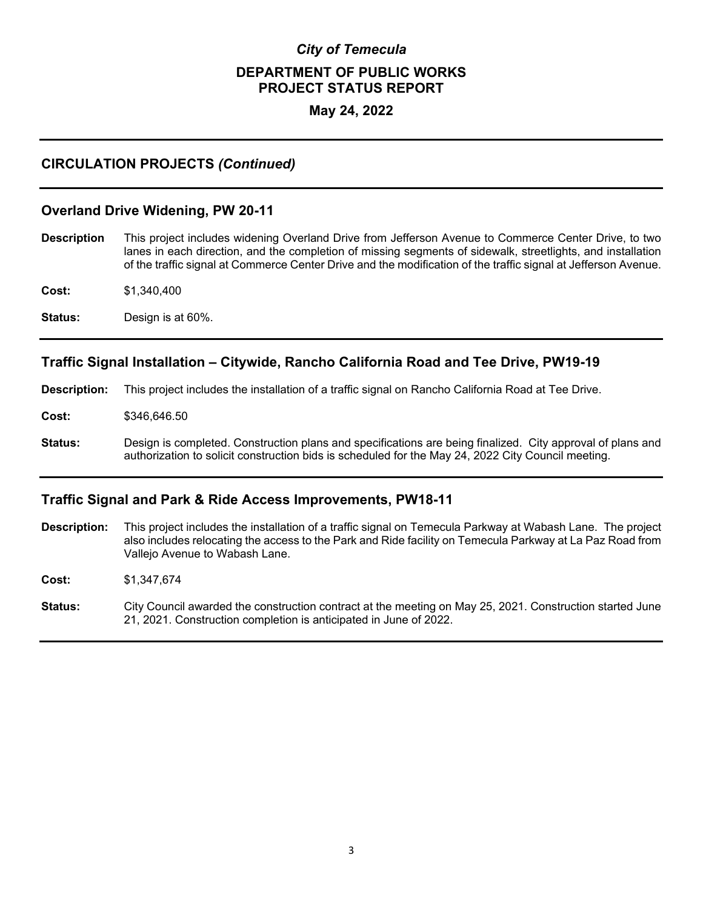*City of Temecula*

**DEPARTMENT OF PUBLIC WORKS**
**PROJECT STATUS REPORT**

**May 24, 2022**

## CIRCULATION PROJECTS *(Continued)*

### Overland Drive Widening, PW 20-11

**Description** This project includes widening Overland Drive from Jefferson Avenue to Commerce Center Drive, to two lanes in each direction, and the completion of missing segments of sidewalk, streetlights, and installation of the traffic signal at Commerce Center Drive and the modification of the traffic signal at Jefferson Avenue.

**Cost:** $1,340,400

**Status:** Design is at 60%.

### Traffic Signal Installation – Citywide, Rancho California Road and Tee Drive, PW19-19

**Description:** This project includes the installation of a traffic signal on Rancho California Road at Tee Drive.

**Cost:** $346,646.50

**Status:** Design is completed. Construction plans and specifications are being finalized. City approval of plans and authorization to solicit construction bids is scheduled for the May 24, 2022 City Council meeting.

### Traffic Signal and Park & Ride Access Improvements, PW18-11

**Description:** This project includes the installation of a traffic signal on Temecula Parkway at Wabash Lane. The project also includes relocating the access to the Park and Ride facility on Temecula Parkway at La Paz Road from Vallejo Avenue to Wabash Lane.

**Cost:** $1,347,674

**Status:** City Council awarded the construction contract at the meeting on May 25, 2021. Construction started June 21, 2021. Construction completion is anticipated in June of 2022.